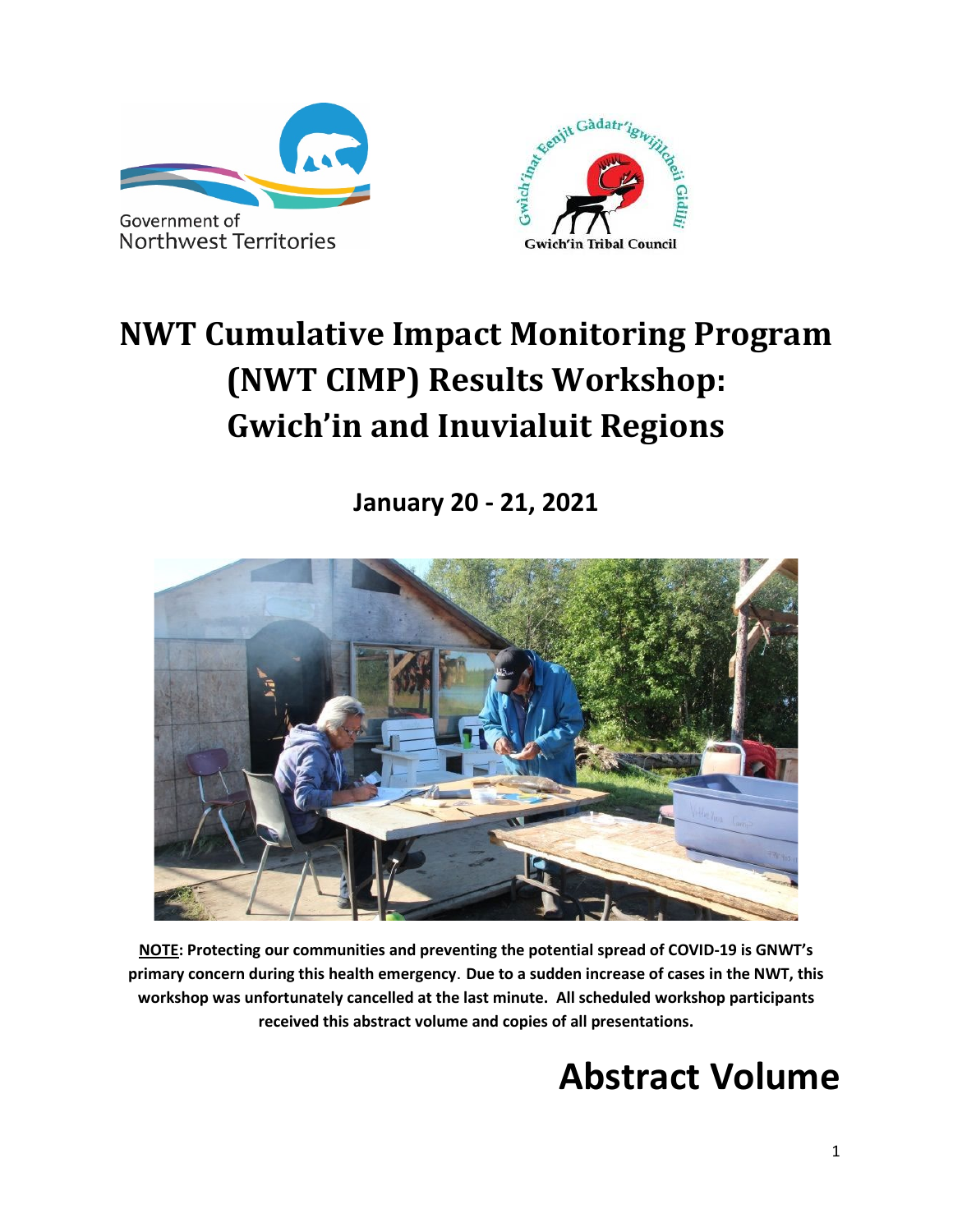Government of Northwest Territories

Gwich'inat Eenjit Gàdatr'igwijilchei Gidilii

Gwich'in Tribal Council

# NWT Cumulative Impact Monitoring Program (NWT CIMP) Results Workshop: Gwich'in and Inuvialuit Regions

## January 20 - 21, 2021

**<u>NOTE</u>: Protecting our communities and preventing the potential spread of COVID-19 is GNWT's primary concern during this health emergency. Due to a sudden increase of cases in the NWT, this workshop was unfortunately cancelled at the last minute. All scheduled workshop participants received this abstract volume and copies of all presentations.**

# Abstract Volume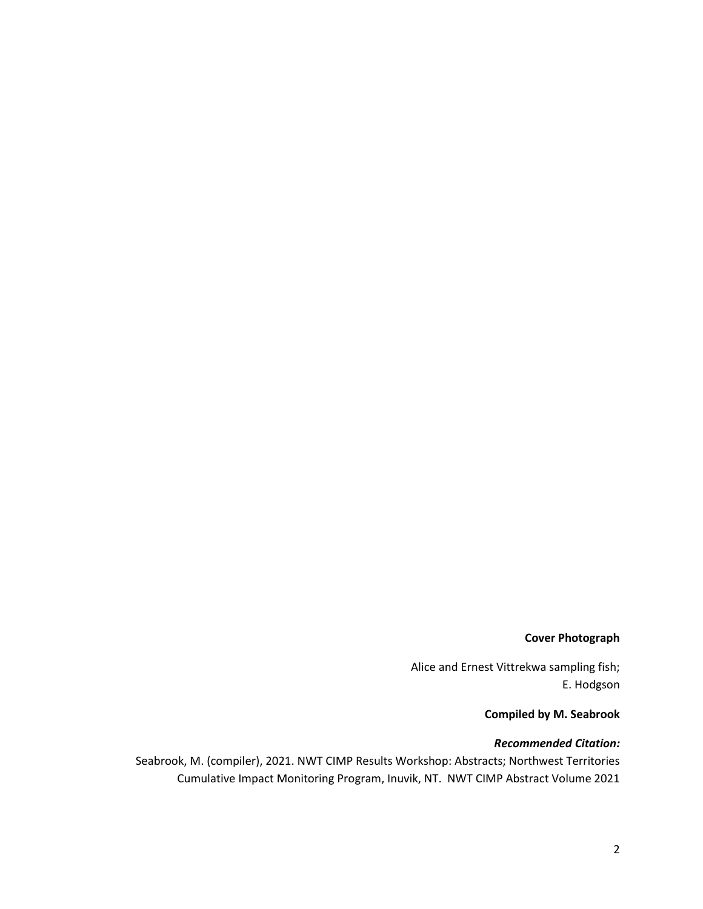**Cover Photograph**

Alice and Ernest Vittrekwa sampling fish;
E. Hodgson

**Compiled by M. Seabrook**

***Recommended Citation:***

Seabrook, M. (compiler), 2021. NWT CIMP Results Workshop: Abstracts; Northwest Territories Cumulative Impact Monitoring Program, Inuvik, NT. NWT CIMP Abstract Volume 2021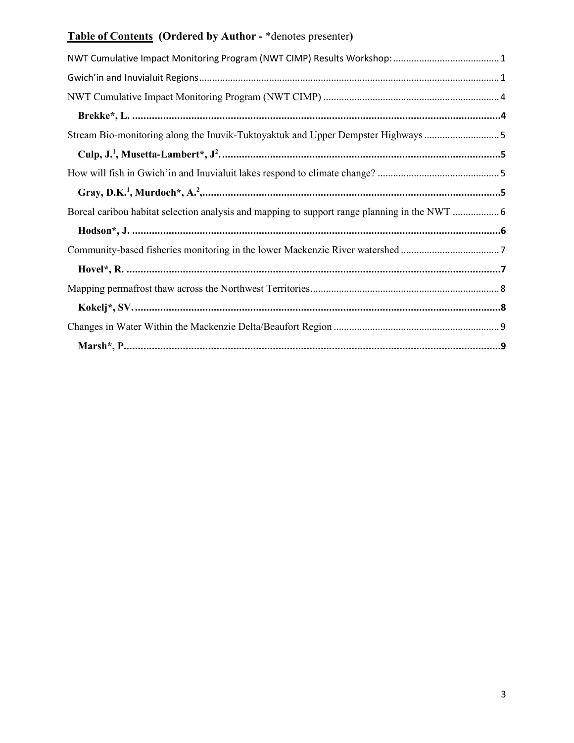## Table of Contents (Ordered by Author - *denotes presenter)

NWT Cumulative Impact Monitoring Program (NWT CIMP) Results Workshop: ........................................ 1

Gwich'in and Inuvialuit Regions ........................................................................................................ 1

NWT Cumulative Impact Monitoring Program (NWT CIMP) ............................................................ 4

**Brekke*, L.** ...................................................................................................................... 4

Stream Bio-monitoring along the Inuvik-Tuktoyaktuk and Upper Dempster Highways ......................... 5

**Culp, J.[1], Musetta-Lambert*, J[2].** .............................................................................................. 5

How will fish in Gwich'in and Inuvialuit lakes respond to climate change? ......................................... 5

**Gray, D.K.[1], Murdoch*, A.[2],** .................................................................................................... 5

Boreal caribou habitat selection analysis and mapping to support range planning in the NWT ............. 6

**Hodson*, J.** ....................................................................................................................... 6

Community-based fisheries monitoring in the lower Mackenzie River watershed ................................. 7

**Hovel*, R.** ......................................................................................................................... 7

Mapping permafrost thaw across the Northwest Territories ............................................................... 8

**Kokelj*, SV.** ...................................................................................................................... 8

Changes in Water Within the Mackenzie Delta/Beaufort Region ......................................................... 9

**Marsh*, P.** ......................................................................................................................... 9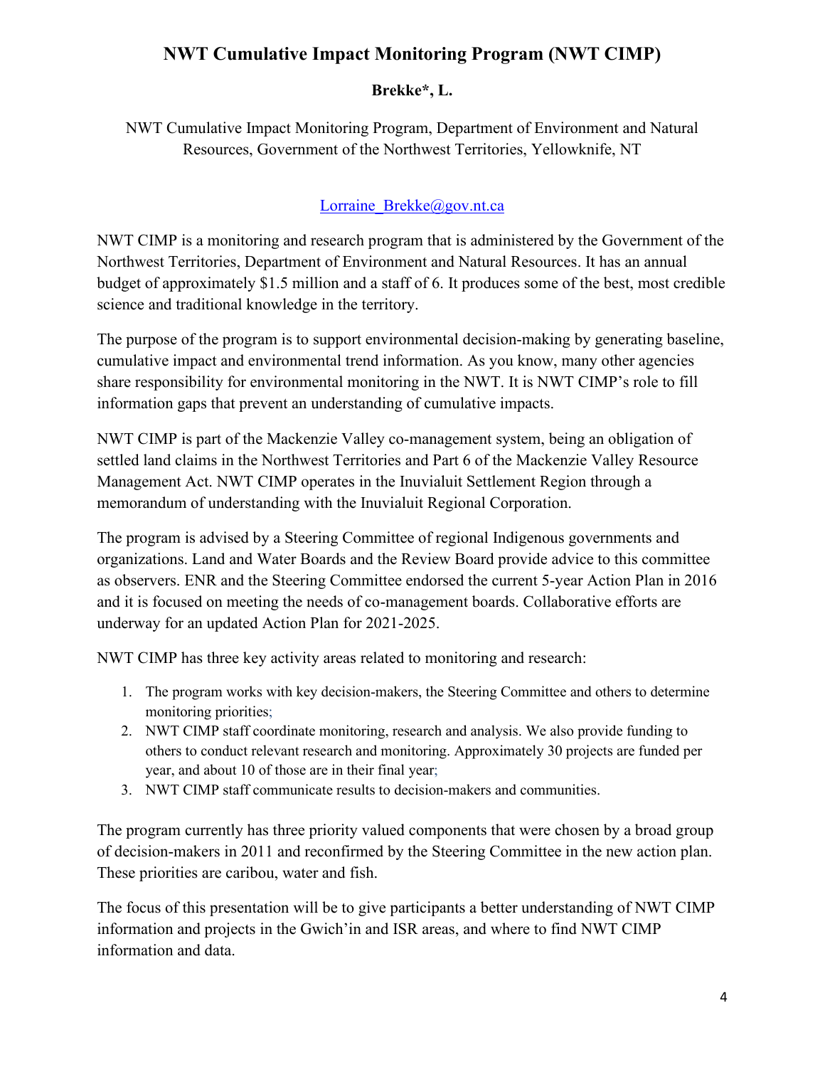# NWT Cumulative Impact Monitoring Program (NWT CIMP)

**Brekke*, L.**

NWT Cumulative Impact Monitoring Program, Department of Environment and Natural Resources, Government of the Northwest Territories, Yellowknife, NT

Lorraine_Brekke@gov.nt.ca

NWT CIMP is a monitoring and research program that is administered by the Government of the Northwest Territories, Department of Environment and Natural Resources. It has an annual budget of approximately $1.5 million and a staff of 6. It produces some of the best, most credible science and traditional knowledge in the territory.

The purpose of the program is to support environmental decision-making by generating baseline, cumulative impact and environmental trend information. As you know, many other agencies share responsibility for environmental monitoring in the NWT. It is NWT CIMP's role to fill information gaps that prevent an understanding of cumulative impacts.

NWT CIMP is part of the Mackenzie Valley co-management system, being an obligation of settled land claims in the Northwest Territories and Part 6 of the Mackenzie Valley Resource Management Act. NWT CIMP operates in the Inuvialuit Settlement Region through a memorandum of understanding with the Inuvialuit Regional Corporation.

The program is advised by a Steering Committee of regional Indigenous governments and organizations. Land and Water Boards and the Review Board provide advice to this committee as observers. ENR and the Steering Committee endorsed the current 5-year Action Plan in 2016 and it is focused on meeting the needs of co-management boards. Collaborative efforts are underway for an updated Action Plan for 2021-2025.

NWT CIMP has three key activity areas related to monitoring and research:

1. The program works with key decision-makers, the Steering Committee and others to determine monitoring priorities;
2. NWT CIMP staff coordinate monitoring, research and analysis. We also provide funding to others to conduct relevant research and monitoring. Approximately 30 projects are funded per year, and about 10 of those are in their final year;
3. NWT CIMP staff communicate results to decision-makers and communities.

The program currently has three priority valued components that were chosen by a broad group of decision-makers in 2011 and reconfirmed by the Steering Committee in the new action plan. These priorities are caribou, water and fish.

The focus of this presentation will be to give participants a better understanding of NWT CIMP information and projects in the Gwich'in and ISR areas, and where to find NWT CIMP information and data.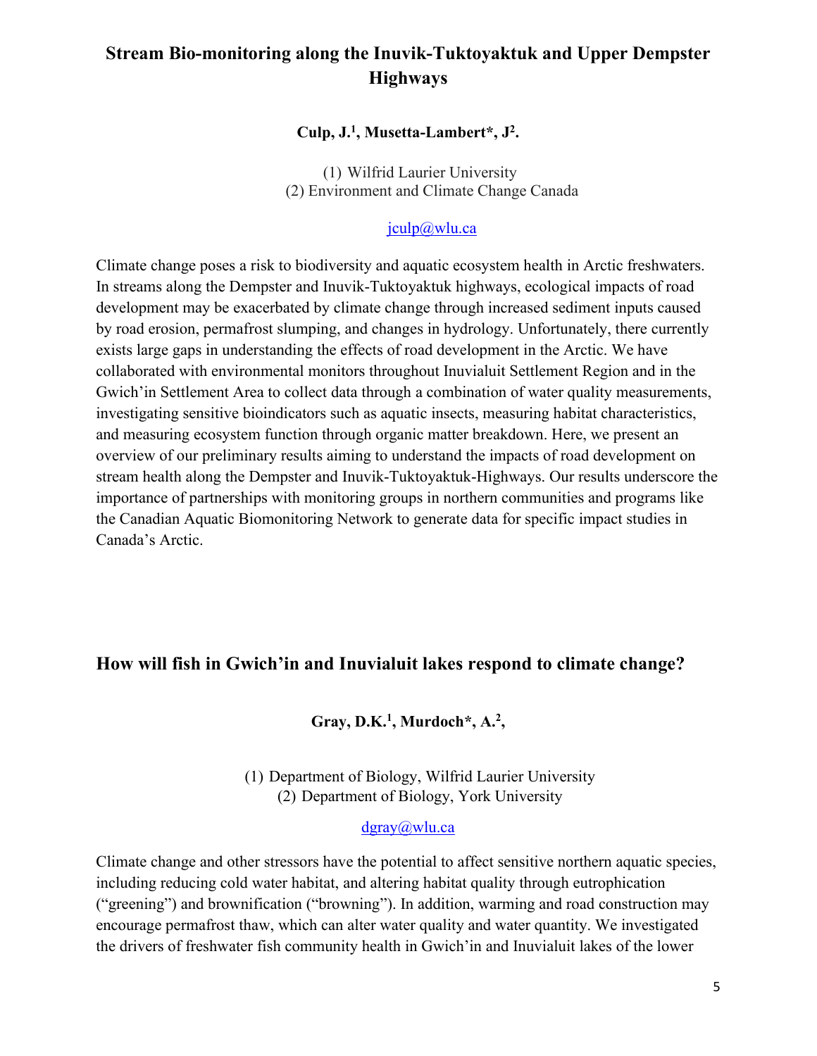## Stream Bio-monitoring along the Inuvik-Tuktoyaktuk and Upper Dempster Highways

**Culp, J.[1], Musetta-Lambert*, J[2].**

(1) Wilfrid Laurier University
(2) Environment and Climate Change Canada

jculp@wlu.ca

Climate change poses a risk to biodiversity and aquatic ecosystem health in Arctic freshwaters. In streams along the Dempster and Inuvik-Tuktoyaktuk highways, ecological impacts of road development may be exacerbated by climate change through increased sediment inputs caused by road erosion, permafrost slumping, and changes in hydrology. Unfortunately, there currently exists large gaps in understanding the effects of road development in the Arctic. We have collaborated with environmental monitors throughout Inuvialuit Settlement Region and in the Gwich'in Settlement Area to collect data through a combination of water quality measurements, investigating sensitive bioindicators such as aquatic insects, measuring habitat characteristics, and measuring ecosystem function through organic matter breakdown. Here, we present an overview of our preliminary results aiming to understand the impacts of road development on stream health along the Dempster and Inuvik-Tuktoyaktuk-Highways. Our results underscore the importance of partnerships with monitoring groups in northern communities and programs like the Canadian Aquatic Biomonitoring Network to generate data for specific impact studies in Canada's Arctic.

## How will fish in Gwich'in and Inuvialuit lakes respond to climate change?

**Gray, D.K.[1], Murdoch*, A.[2],**

(1) Department of Biology, Wilfrid Laurier University
(2) Department of Biology, York University

dgray@wlu.ca

Climate change and other stressors have the potential to affect sensitive northern aquatic species, including reducing cold water habitat, and altering habitat quality through eutrophication ("greening") and brownification ("browning"). In addition, warming and road construction may encourage permafrost thaw, which can alter water quality and water quantity. We investigated the drivers of freshwater fish community health in Gwich'in and Inuvialuit lakes of the lower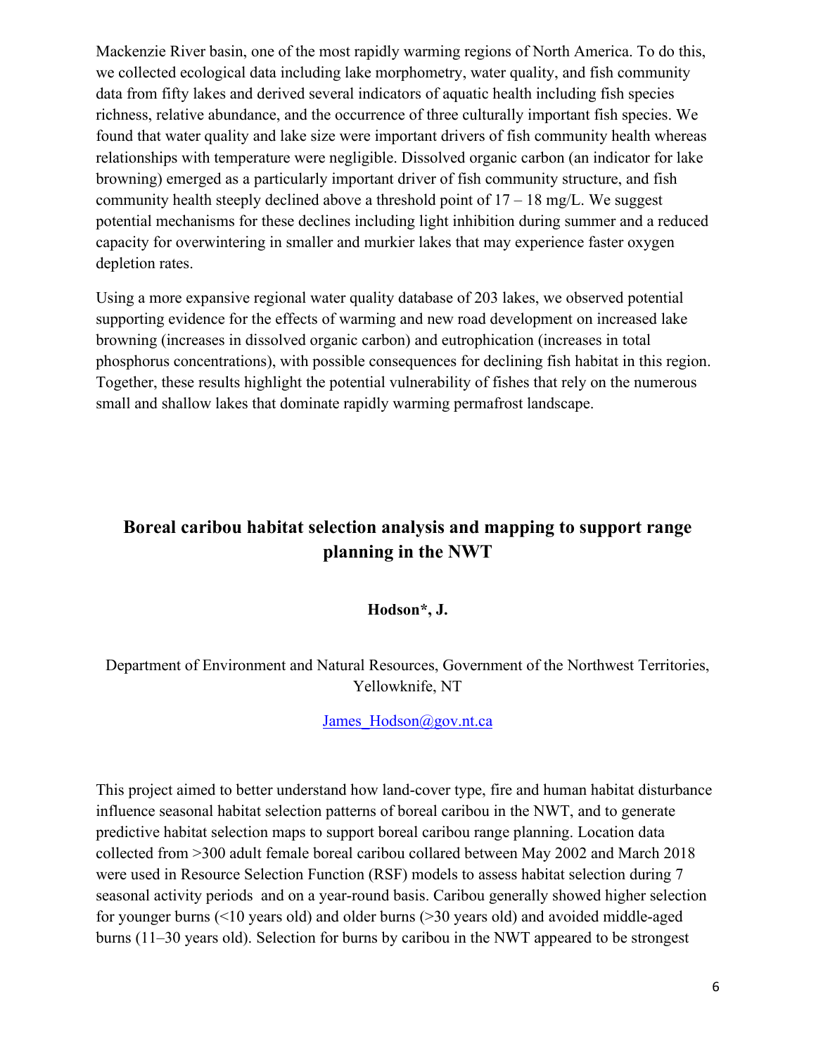Mackenzie River basin, one of the most rapidly warming regions of North America. To do this, we collected ecological data including lake morphometry, water quality, and fish community data from fifty lakes and derived several indicators of aquatic health including fish species richness, relative abundance, and the occurrence of three culturally important fish species. We found that water quality and lake size were important drivers of fish community health whereas relationships with temperature were negligible. Dissolved organic carbon (an indicator for lake browning) emerged as a particularly important driver of fish community structure, and fish community health steeply declined above a threshold point of 17 – 18 mg/L. We suggest potential mechanisms for these declines including light inhibition during summer and a reduced capacity for overwintering in smaller and murkier lakes that may experience faster oxygen depletion rates.

Using a more expansive regional water quality database of 203 lakes, we observed potential supporting evidence for the effects of warming and new road development on increased lake browning (increases in dissolved organic carbon) and eutrophication (increases in total phosphorus concentrations), with possible consequences for declining fish habitat in this region. Together, these results highlight the potential vulnerability of fishes that rely on the numerous small and shallow lakes that dominate rapidly warming permafrost landscape.

## Boreal caribou habitat selection analysis and mapping to support range planning in the NWT

**Hodson*, J.**

Department of Environment and Natural Resources, Government of the Northwest Territories, Yellowknife, NT

James_Hodson@gov.nt.ca

This project aimed to better understand how land-cover type, fire and human habitat disturbance influence seasonal habitat selection patterns of boreal caribou in the NWT, and to generate predictive habitat selection maps to support boreal caribou range planning. Location data collected from >300 adult female boreal caribou collared between May 2002 and March 2018 were used in Resource Selection Function (RSF) models to assess habitat selection during 7 seasonal activity periods and on a year-round basis. Caribou generally showed higher selection for younger burns (<10 years old) and older burns (>30 years old) and avoided middle-aged burns (11–30 years old). Selection for burns by caribou in the NWT appeared to be strongest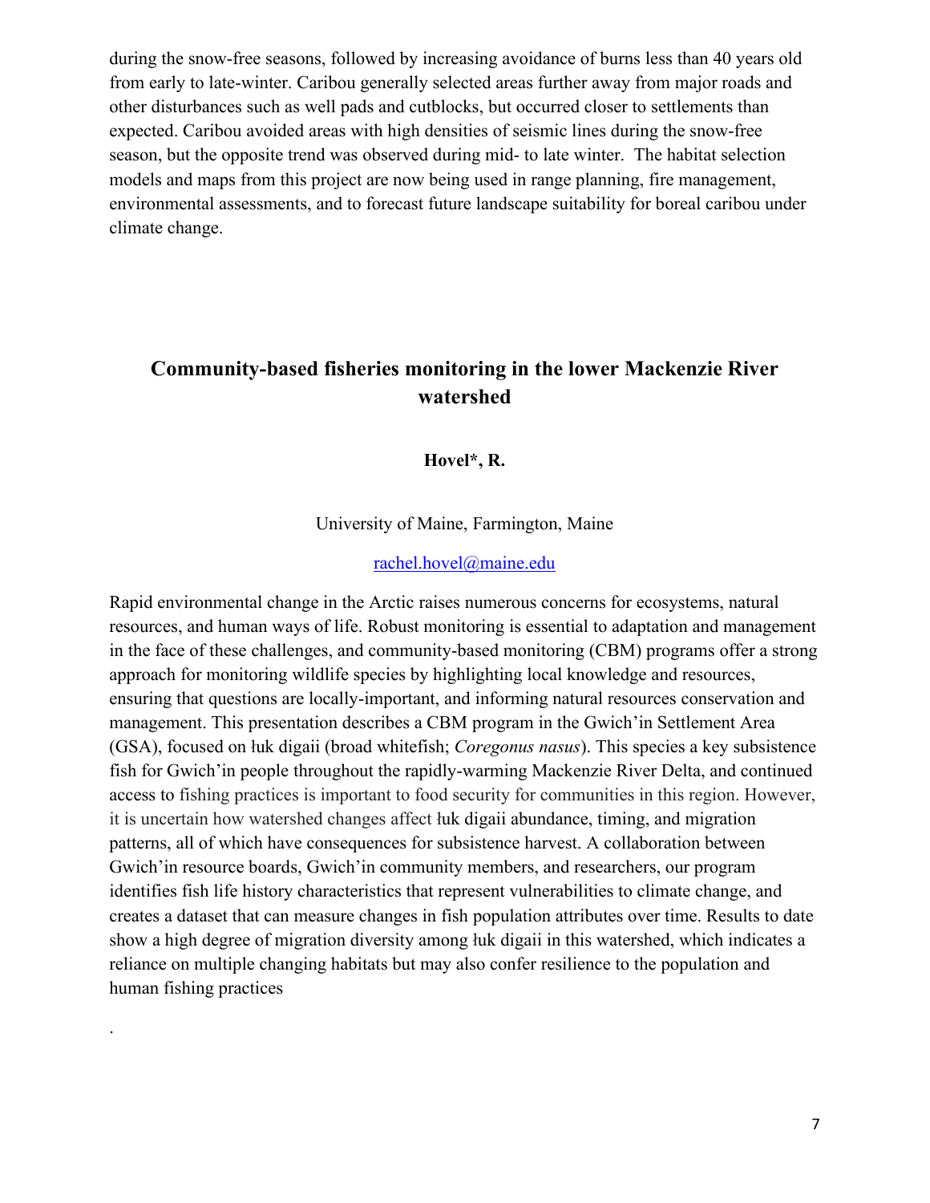during the snow-free seasons, followed by increasing avoidance of burns less than 40 years old from early to late-winter. Caribou generally selected areas further away from major roads and other disturbances such as well pads and cutblocks, but occurred closer to settlements than expected. Caribou avoided areas with high densities of seismic lines during the snow-free season, but the opposite trend was observed during mid- to late winter. The habitat selection models and maps from this project are now being used in range planning, fire management, environmental assessments, and to forecast future landscape suitability for boreal caribou under climate change.

## Community-based fisheries monitoring in the lower Mackenzie River watershed

**Hovel*, R.**

University of Maine, Farmington, Maine

rachel.hovel@maine.edu

Rapid environmental change in the Arctic raises numerous concerns for ecosystems, natural resources, and human ways of life. Robust monitoring is essential to adaptation and management in the face of these challenges, and community-based monitoring (CBM) programs offer a strong approach for monitoring wildlife species by highlighting local knowledge and resources, ensuring that questions are locally-important, and informing natural resources conservation and management. This presentation describes a CBM program in the Gwich'in Settlement Area (GSA), focused on łuk digaii (broad whitefish; *Coregonus nasus*). This species a key subsistence fish for Gwich'in people throughout the rapidly-warming Mackenzie River Delta, and continued access to fishing practices is important to food security for communities in this region. However, it is uncertain how watershed changes affect łuk digaii abundance, timing, and migration patterns, all of which have consequences for subsistence harvest. A collaboration between Gwich'in resource boards, Gwich'in community members, and researchers, our program identifies fish life history characteristics that represent vulnerabilities to climate change, and creates a dataset that can measure changes in fish population attributes over time. Results to date show a high degree of migration diversity among łuk digaii in this watershed, which indicates a reliance on multiple changing habitats but may also confer resilience to the population and human fishing practices

.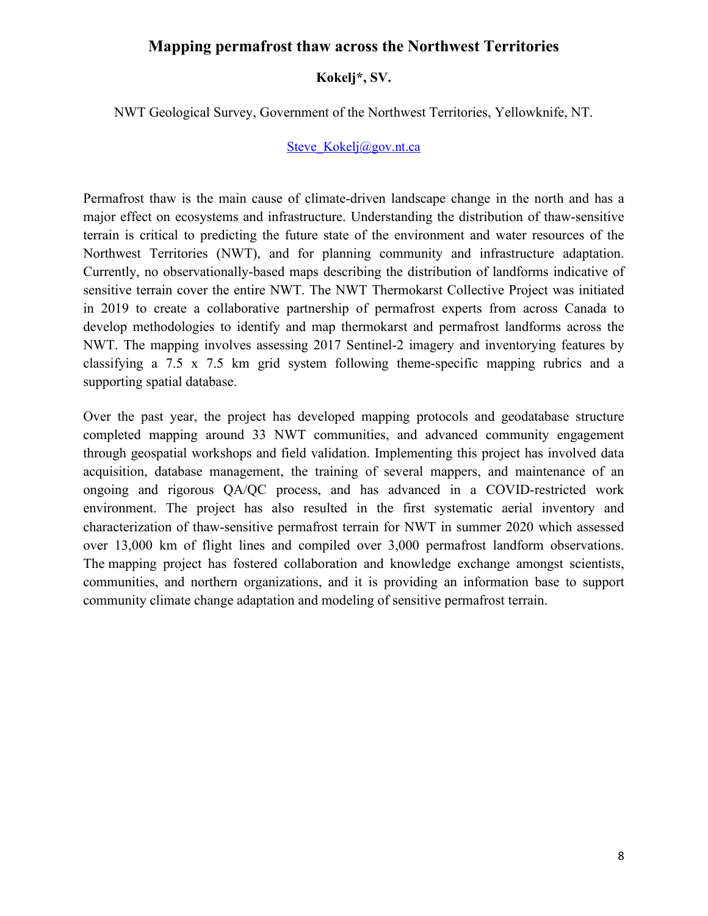# Mapping permafrost thaw across the Northwest Territories

**Kokelj*, SV.**

NWT Geological Survey, Government of the Northwest Territories, Yellowknife, NT.

Steve_Kokelj@gov.nt.ca

Permafrost thaw is the main cause of climate-driven landscape change in the north and has a major effect on ecosystems and infrastructure. Understanding the distribution of thaw-sensitive terrain is critical to predicting the future state of the environment and water resources of the Northwest Territories (NWT), and for planning community and infrastructure adaptation. Currently, no observationally-based maps describing the distribution of landforms indicative of sensitive terrain cover the entire NWT. The NWT Thermokarst Collective Project was initiated in 2019 to create a collaborative partnership of permafrost experts from across Canada to develop methodologies to identify and map thermokarst and permafrost landforms across the NWT. The mapping involves assessing 2017 Sentinel-2 imagery and inventorying features by classifying a 7.5 x 7.5 km grid system following theme-specific mapping rubrics and a supporting spatial database.

Over the past year, the project has developed mapping protocols and geodatabase structure completed mapping around 33 NWT communities, and advanced community engagement through geospatial workshops and field validation. Implementing this project has involved data acquisition, database management, the training of several mappers, and maintenance of an ongoing and rigorous QA/QC process, and has advanced in a COVID-restricted work environment. The project has also resulted in the first systematic aerial inventory and characterization of thaw-sensitive permafrost terrain for NWT in summer 2020 which assessed over 13,000 km of flight lines and compiled over 3,000 permafrost landform observations. The mapping project has fostered collaboration and knowledge exchange amongst scientists, communities, and northern organizations, and it is providing an information base to support community climate change adaptation and modeling of sensitive permafrost terrain.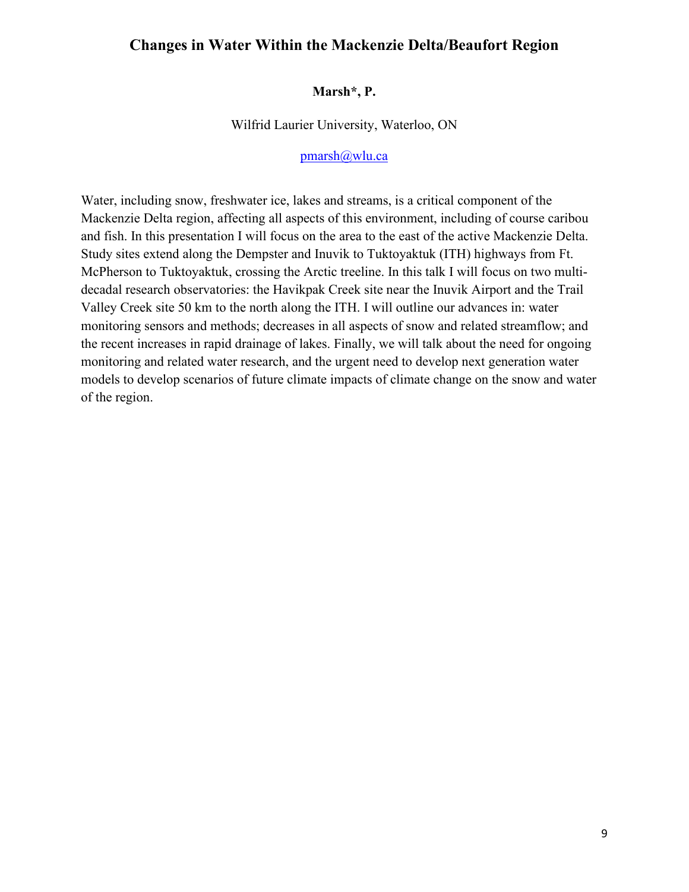# Changes in Water Within the Mackenzie Delta/Beaufort Region

**Marsh*, P.**

Wilfrid Laurier University, Waterloo, ON

pmarsh@wlu.ca

Water, including snow, freshwater ice, lakes and streams, is a critical component of the Mackenzie Delta region, affecting all aspects of this environment, including of course caribou and fish. In this presentation I will focus on the area to the east of the active Mackenzie Delta. Study sites extend along the Dempster and Inuvik to Tuktoyaktuk (ITH) highways from Ft. McPherson to Tuktoyaktuk, crossing the Arctic treeline. In this talk I will focus on two multi-decadal research observatories: the Havikpak Creek site near the Inuvik Airport and the Trail Valley Creek site 50 km to the north along the ITH. I will outline our advances in: water monitoring sensors and methods; decreases in all aspects of snow and related streamflow; and the recent increases in rapid drainage of lakes. Finally, we will talk about the need for ongoing monitoring and related water research, and the urgent need to develop next generation water models to develop scenarios of future climate impacts of climate change on the snow and water of the region.